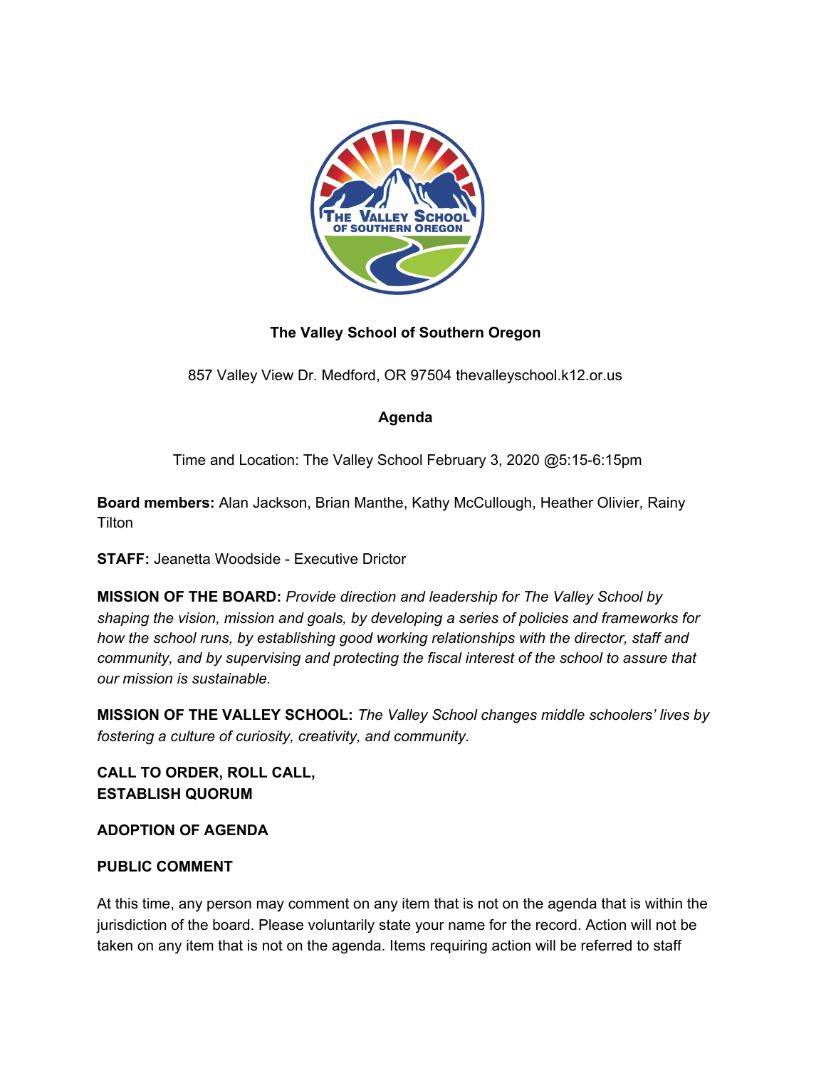# The Valley School of Southern Oregon

857 Valley View Dr. Medford, OR 97504 thevalleyschool.k12.or.us

## Agenda

Time and Location: The Valley School February 3, 2020 @5:15-6:15pm

**Board members:** Alan Jackson, Brian Manthe, Kathy McCullough, Heather Olivier, Rainy Tilton

**STAFF:** Jeanetta Woodside - Executive Drictor

**MISSION OF THE BOARD:** *Provide direction and leadership for The Valley School by shaping the vision, mission and goals, by developing a series of policies and frameworks for how the school runs, by establishing good working relationships with the director, staff and community, and by supervising and protecting the fiscal interest of the school to assure that our mission is sustainable.*

**MISSION OF THE VALLEY SCHOOL:** *The Valley School changes middle schoolers' lives by fostering a culture of curiosity, creativity, and community.*

**CALL TO ORDER, ROLL CALL,**
**ESTABLISH QUORUM**

**ADOPTION OF AGENDA**

**PUBLIC COMMENT**

At this time, any person may comment on any item that is not on the agenda that is within the jurisdiction of the board. Please voluntarily state your name for the record. Action will not be taken on any item that is not on the agenda. Items requiring action will be referred to staff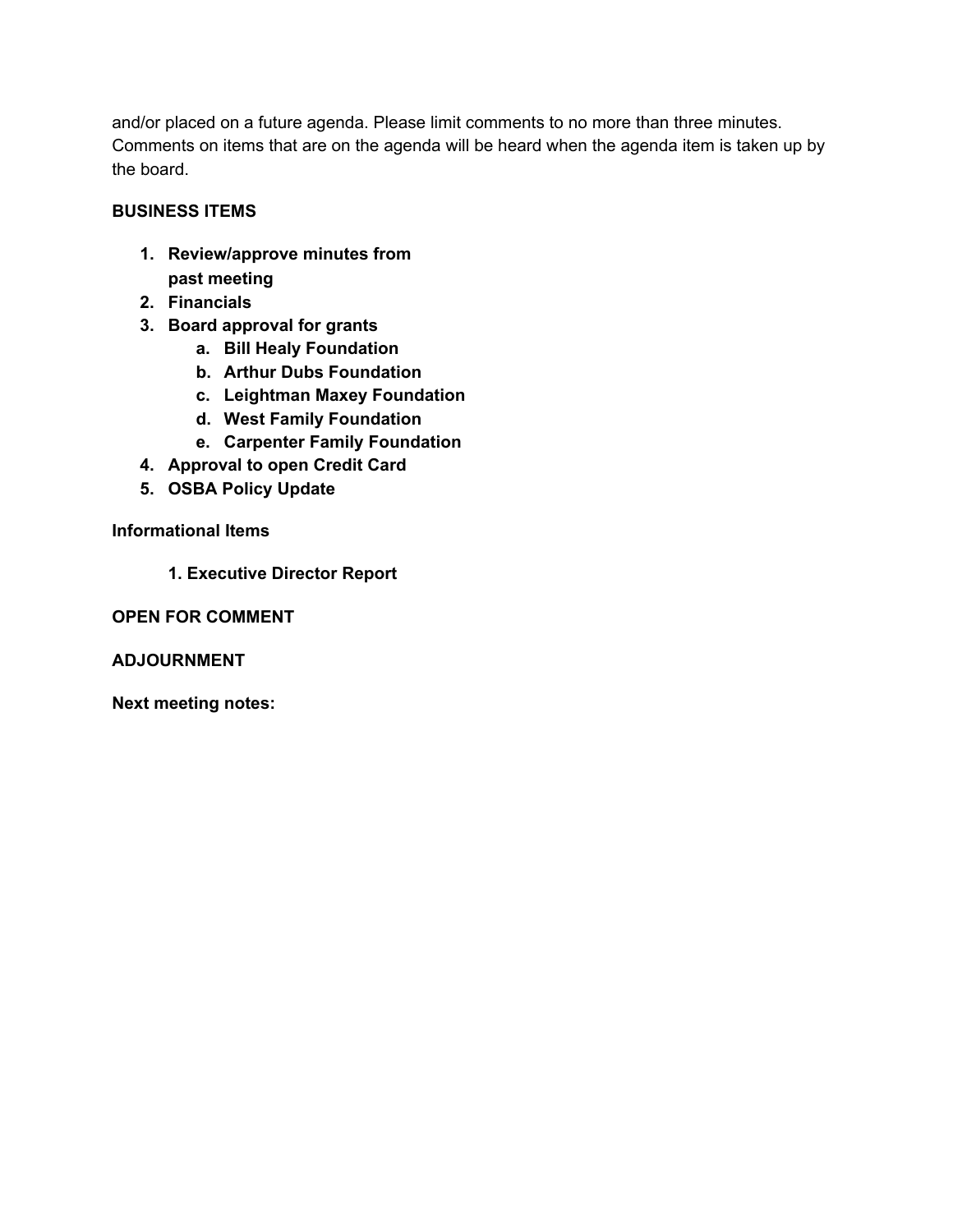and/or placed on a future agenda. Please limit comments to no more than three minutes. Comments on items that are on the agenda will be heard when the agenda item is taken up by the board.

**BUSINESS ITEMS**

1. **Review/approve minutes from past meeting**
2. **Financials**
3. **Board approval for grants**
    a. **Bill Healy Foundation**
    b. **Arthur Dubs Foundation**
    c. **Leightman Maxey Foundation**
    d. **West Family Foundation**
    e. **Carpenter Family Foundation**
4. **Approval to open Credit Card**
5. **OSBA Policy Update**

**Informational Items**

1. **Executive Director Report**

**OPEN FOR COMMENT**

**ADJOURNMENT**

**Next meeting notes:**